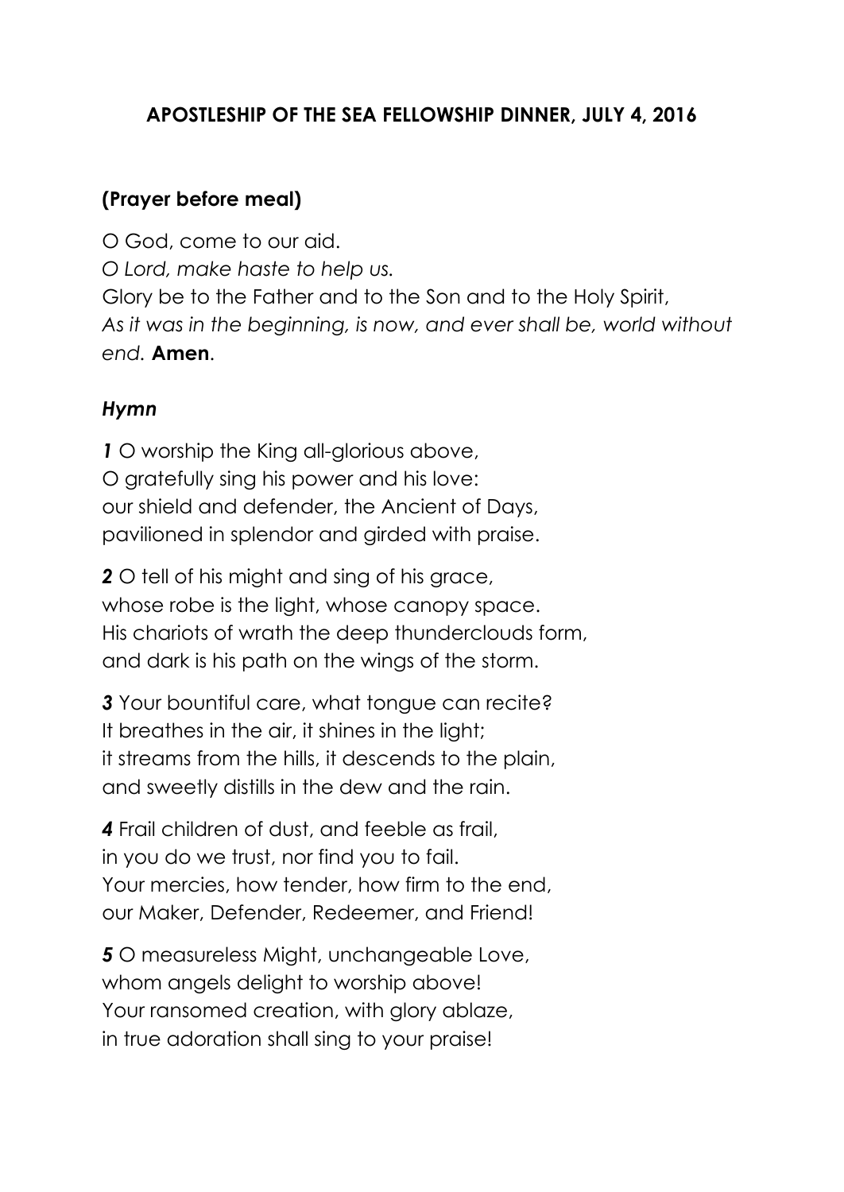**APOSTLESHIP OF THE SEA FELLOWSHIP DINNER, JULY 4, 2016**

**(Prayer before meal)**

O God, come to our aid.
*O Lord, make haste to help us.*
Glory be to the Father and to the Son and to the Holy Spirit,
*As it was in the beginning, is now, and ever shall be, world without end.* **Amen**.

***Hymn***

***1*** O worship the King all-glorious above,
O gratefully sing his power and his love:
our shield and defender, the Ancient of Days,
pavilioned in splendor and girded with praise.

***2*** O tell of his might and sing of his grace,
whose robe is the light, whose canopy space.
His chariots of wrath the deep thunderclouds form,
and dark is his path on the wings of the storm.

***3*** Your bountiful care, what tongue can recite?
It breathes in the air, it shines in the light;
it streams from the hills, it descends to the plain,
and sweetly distills in the dew and the rain.

***4*** Frail children of dust, and feeble as frail,
in you do we trust, nor find you to fail.
Your mercies, how tender, how firm to the end,
our Maker, Defender, Redeemer, and Friend!

***5*** O measureless Might, unchangeable Love,
whom angels delight to worship above!
Your ransomed creation, with glory ablaze,
in true adoration shall sing to your praise!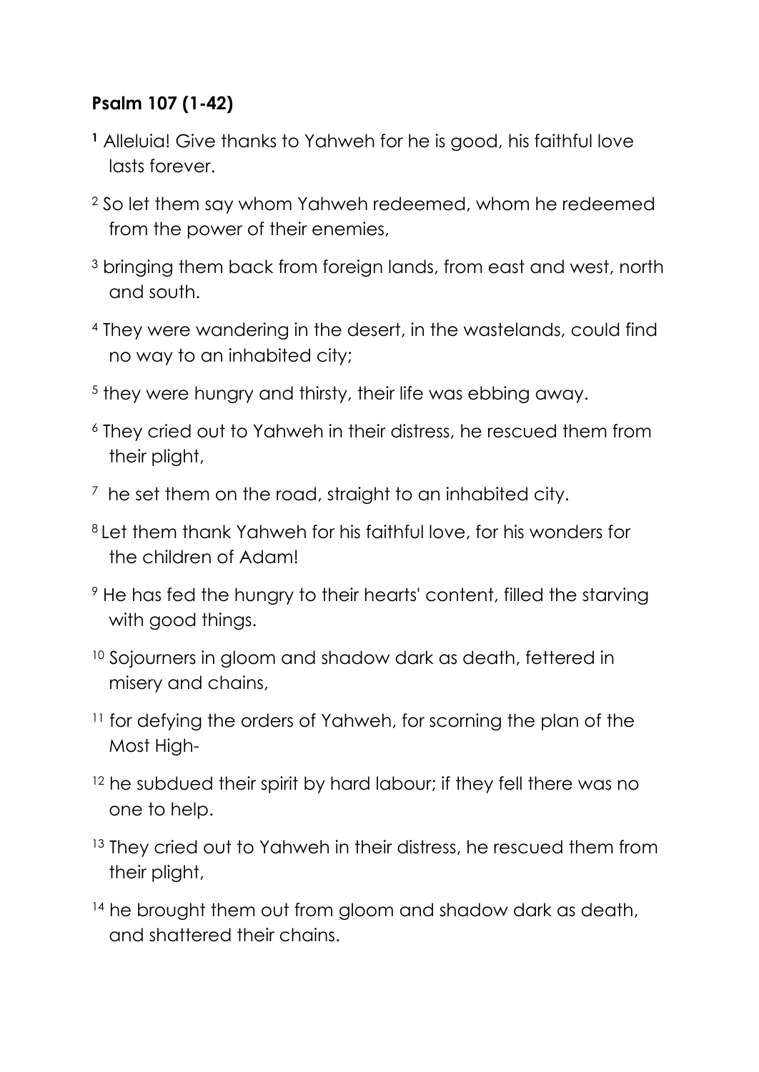**Psalm 107 (1-42)**

[1] Alleluia! Give thanks to Yahweh for he is good, his faithful love lasts forever.

[2] So let them say whom Yahweh redeemed, whom he redeemed from the power of their enemies,

[3] bringing them back from foreign lands, from east and west, north and south.

[4] They were wandering in the desert, in the wastelands, could find no way to an inhabited city;

[5] they were hungry and thirsty, their life was ebbing away.

[6] They cried out to Yahweh in their distress, he rescued them from their plight,

[7] he set them on the road, straight to an inhabited city.

[8] Let them thank Yahweh for his faithful love, for his wonders for the children of Adam!

[9] He has fed the hungry to their hearts' content, filled the starving with good things.

[10] Sojourners in gloom and shadow dark as death, fettered in misery and chains,

[11] for defying the orders of Yahweh, for scorning the plan of the Most High-

[12] he subdued their spirit by hard labour; if they fell there was no one to help.

[13] They cried out to Yahweh in their distress, he rescued them from their plight,

[14] he brought them out from gloom and shadow dark as death, and shattered their chains.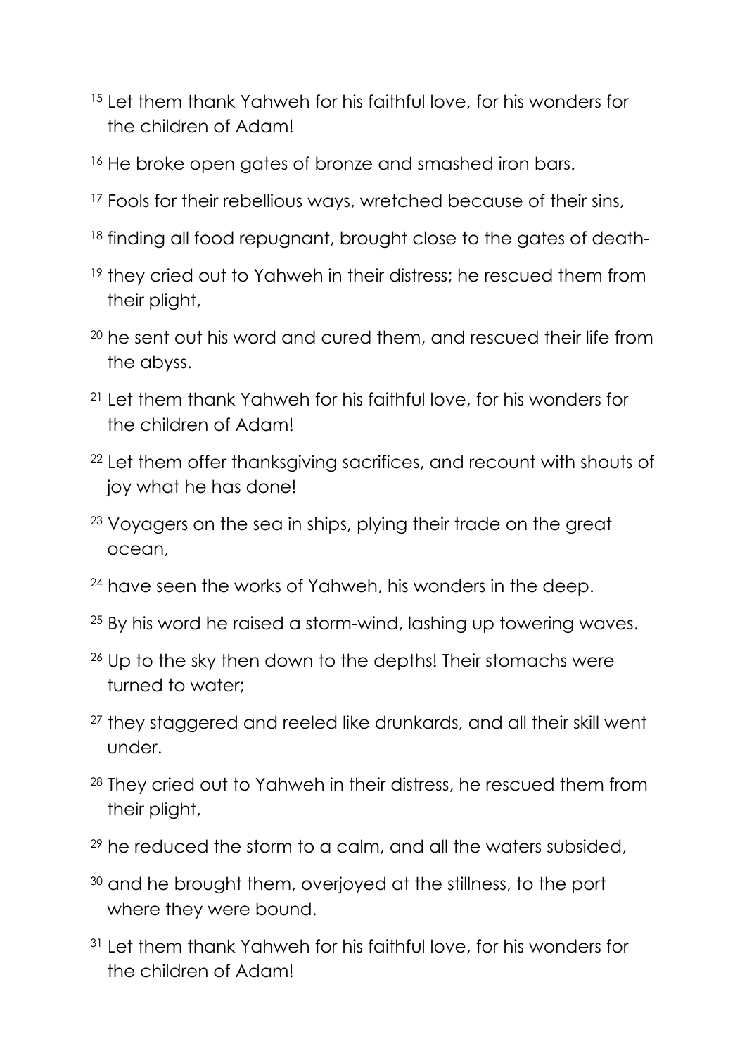[15] Let them thank Yahweh for his faithful love, for his wonders for the children of Adam!

[16] He broke open gates of bronze and smashed iron bars.

[17] Fools for their rebellious ways, wretched because of their sins,

[18] finding all food repugnant, brought close to the gates of death-

[19] they cried out to Yahweh in their distress; he rescued them from their plight,

[20] he sent out his word and cured them, and rescued their life from the abyss.

[21] Let them thank Yahweh for his faithful love, for his wonders for the children of Adam!

[22] Let them offer thanksgiving sacrifices, and recount with shouts of joy what he has done!

[23] Voyagers on the sea in ships, plying their trade on the great ocean,

[24] have seen the works of Yahweh, his wonders in the deep.

[25] By his word he raised a storm-wind, lashing up towering waves.

[26] Up to the sky then down to the depths! Their stomachs were turned to water;

[27] they staggered and reeled like drunkards, and all their skill went under.

[28] They cried out to Yahweh in their distress, he rescued them from their plight,

[29] he reduced the storm to a calm, and all the waters subsided,

[30] and he brought them, overjoyed at the stillness, to the port where they were bound.

[31] Let them thank Yahweh for his faithful love, for his wonders for the children of Adam!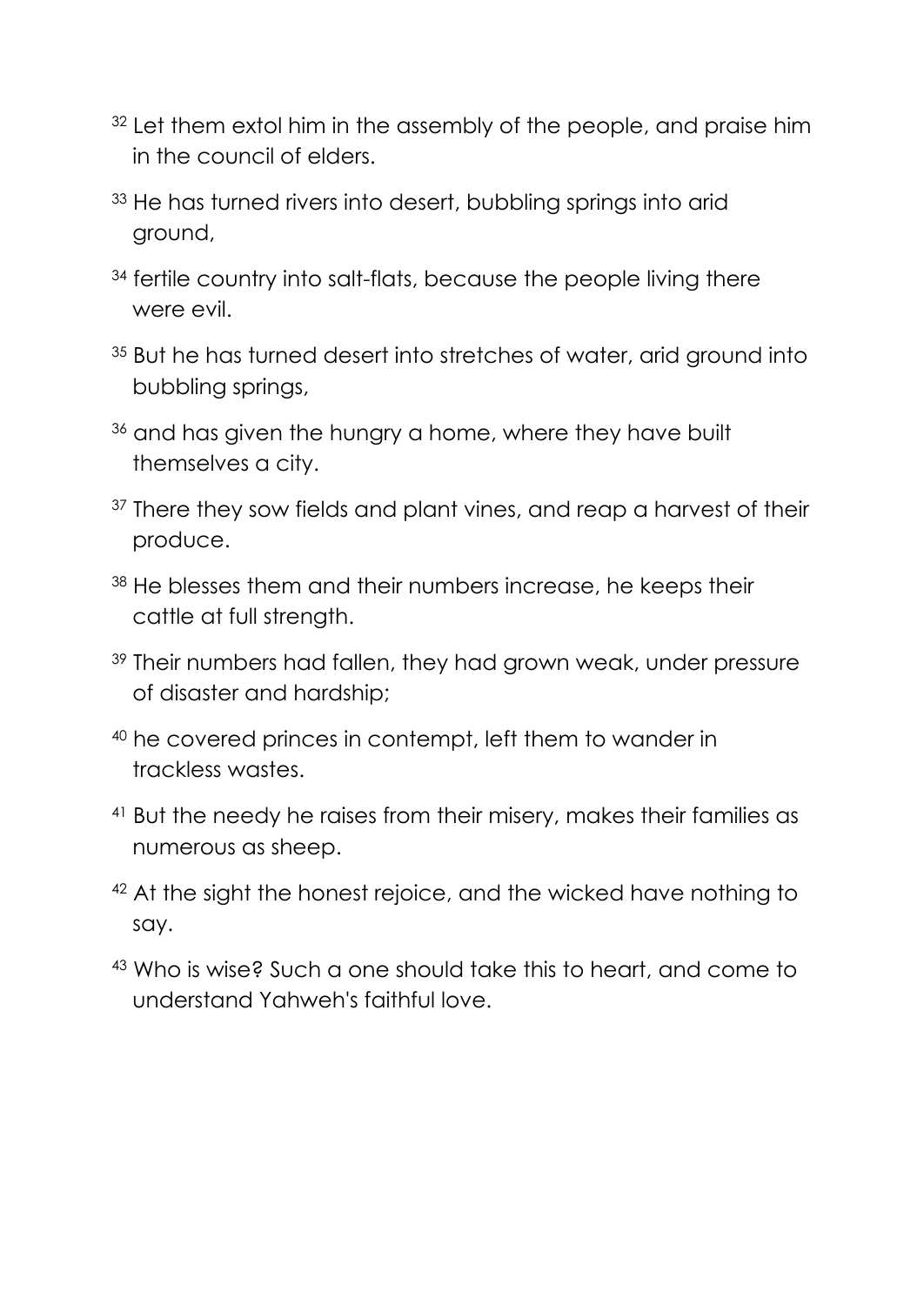[32] Let them extol him in the assembly of the people, and praise him in the council of elders.

[33] He has turned rivers into desert, bubbling springs into arid ground,

[34] fertile country into salt-flats, because the people living there were evil.

[35] But he has turned desert into stretches of water, arid ground into bubbling springs,

[36] and has given the hungry a home, where they have built themselves a city.

[37] There they sow fields and plant vines, and reap a harvest of their produce.

[38] He blesses them and their numbers increase, he keeps their cattle at full strength.

[39] Their numbers had fallen, they had grown weak, under pressure of disaster and hardship;

[40] he covered princes in contempt, left them to wander in trackless wastes.

[41] But the needy he raises from their misery, makes their families as numerous as sheep.

[42] At the sight the honest rejoice, and the wicked have nothing to say.

[43] Who is wise? Such a one should take this to heart, and come to understand Yahweh's faithful love.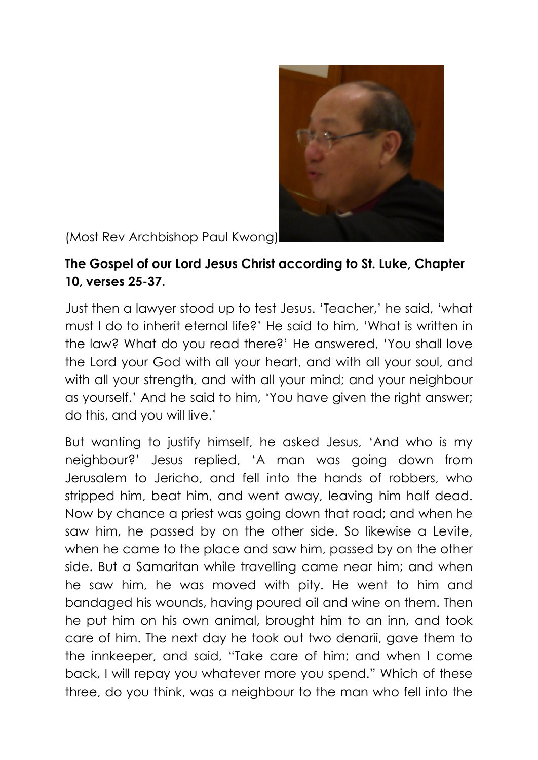(Most Rev Archbishop Paul Kwong)

**The Gospel of our Lord Jesus Christ according to St. Luke, Chapter 10, verses 25-37.**

Just then a lawyer stood up to test Jesus. 'Teacher,' he said, 'what must I do to inherit eternal life?' He said to him, 'What is written in the law? What do you read there?' He answered, 'You shall love the Lord your God with all your heart, and with all your soul, and with all your strength, and with all your mind; and your neighbour as yourself.' And he said to him, 'You have given the right answer; do this, and you will live.'

But wanting to justify himself, he asked Jesus, 'And who is my neighbour?' Jesus replied, 'A man was going down from Jerusalem to Jericho, and fell into the hands of robbers, who stripped him, beat him, and went away, leaving him half dead. Now by chance a priest was going down that road; and when he saw him, he passed by on the other side. So likewise a Levite, when he came to the place and saw him, passed by on the other side. But a Samaritan while travelling came near him; and when he saw him, he was moved with pity. He went to him and bandaged his wounds, having poured oil and wine on them. Then he put him on his own animal, brought him to an inn, and took care of him. The next day he took out two denarii, gave them to the innkeeper, and said, "Take care of him; and when I come back, I will repay you whatever more you spend." Which of these three, do you think, was a neighbour to the man who fell into the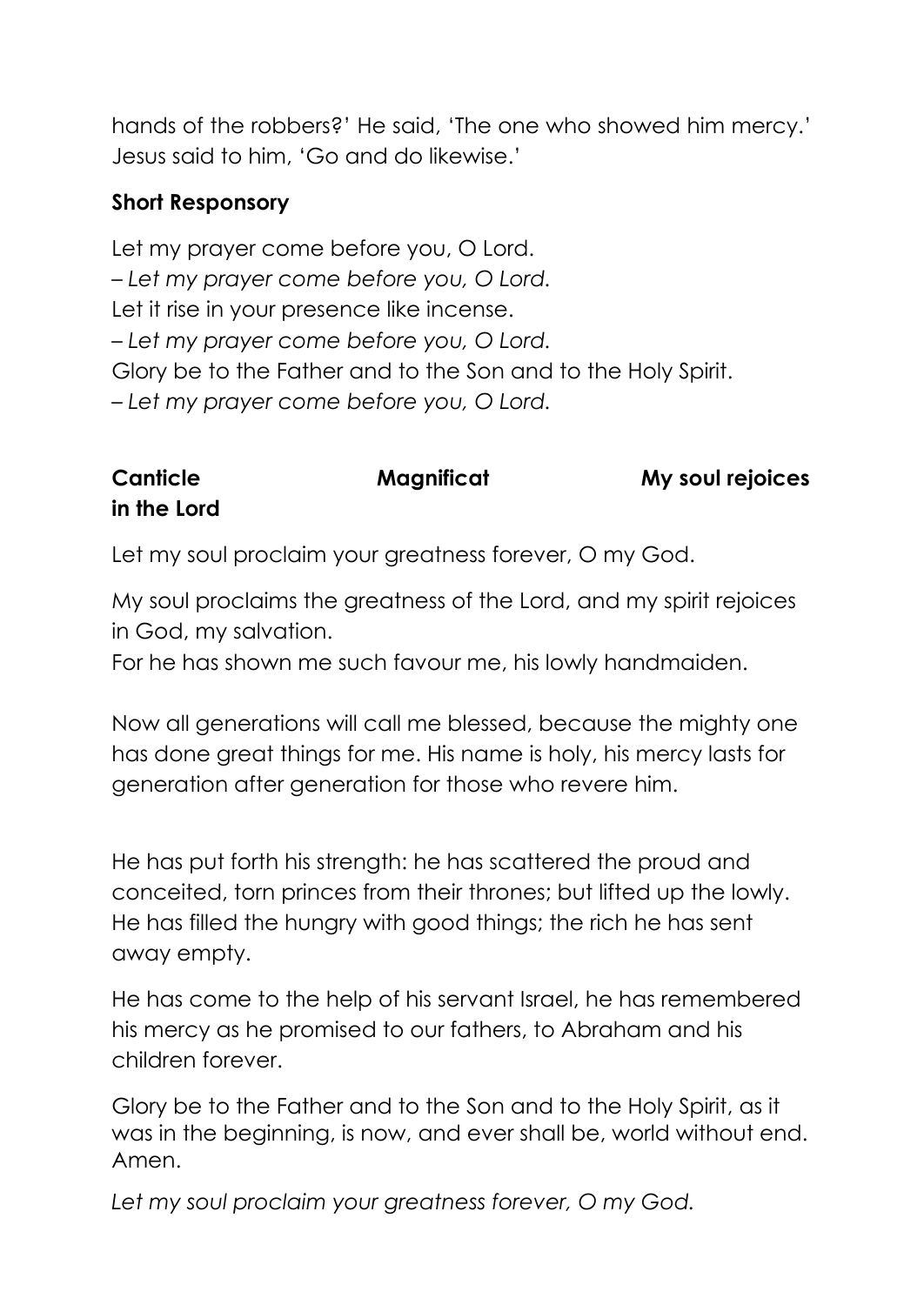hands of the robbers?' He said, 'The one who showed him mercy.' Jesus said to him, 'Go and do likewise.'

**Short Responsory**

Let my prayer come before you, O Lord.
– *Let my prayer come before you, O Lord.*
Let it rise in your presence like incense.
– *Let my prayer come before you, O Lord.*
Glory be to the Father and to the Son and to the Holy Spirit.
– *Let my prayer come before you, O Lord.*

**Canticle** **Magnificat** **My soul rejoices in the Lord**

Let my soul proclaim your greatness forever, O my God.

My soul proclaims the greatness of the Lord, and my spirit rejoices in God, my salvation.
For he has shown me such favour me, his lowly handmaiden.

Now all generations will call me blessed, because the mighty one has done great things for me. His name is holy, his mercy lasts for generation after generation for those who revere him.

He has put forth his strength: he has scattered the proud and conceited, torn princes from their thrones; but lifted up the lowly. He has filled the hungry with good things; the rich he has sent away empty.

He has come to the help of his servant Israel, he has remembered his mercy as he promised to our fathers, to Abraham and his children forever.

Glory be to the Father and to the Son and to the Holy Spirit, as it was in the beginning, is now, and ever shall be, world without end. Amen.

*Let my soul proclaim your greatness forever, O my God.*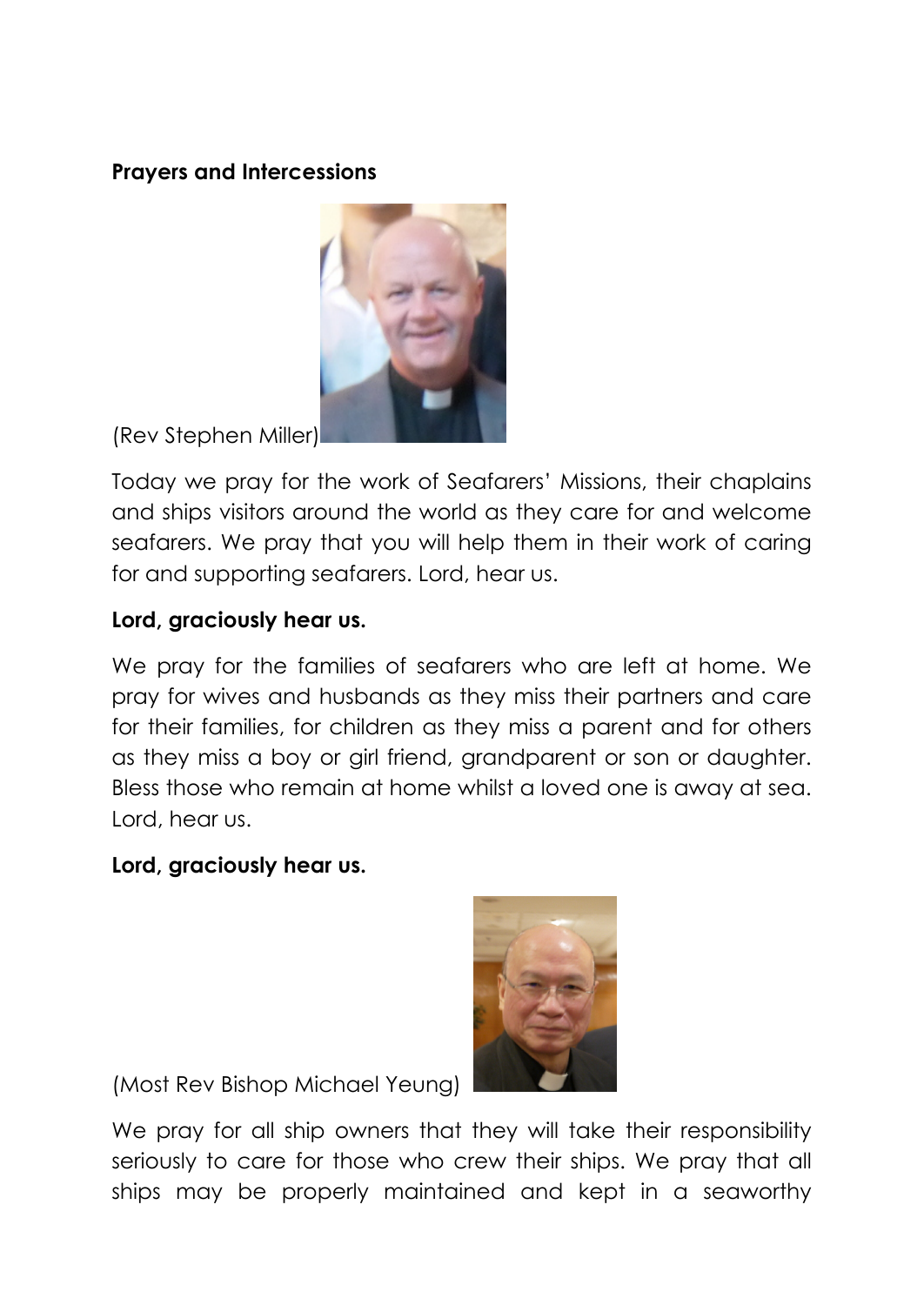**Prayers and Intercessions**

(Rev Stephen Miller)

Today we pray for the work of Seafarers' Missions, their chaplains and ships visitors around the world as they care for and welcome seafarers. We pray that you will help them in their work of caring for and supporting seafarers. Lord, hear us.

**Lord, graciously hear us.**

We pray for the families of seafarers who are left at home. We pray for wives and husbands as they miss their partners and care for their families, for children as they miss a parent and for others as they miss a boy or girl friend, grandparent or son or daughter. Bless those who remain at home whilst a loved one is away at sea. Lord, hear us.

**Lord, graciously hear us.**

(Most Rev Bishop Michael Yeung)

We pray for all ship owners that they will take their responsibility seriously to care for those who crew their ships. We pray that all ships may be properly maintained and kept in a seaworthy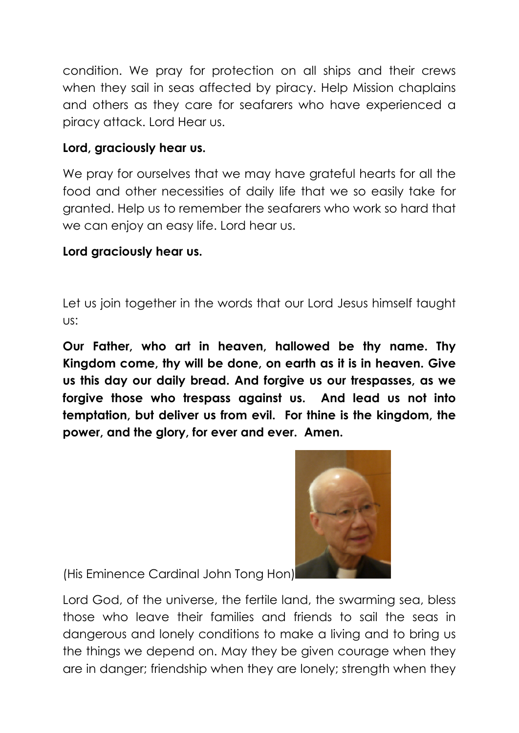condition. We pray for protection on all ships and their crews when they sail in seas affected by piracy. Help Mission chaplains and others as they care for seafarers who have experienced a piracy attack. Lord Hear us.

**Lord, graciously hear us.**

We pray for ourselves that we may have grateful hearts for all the food and other necessities of daily life that we so easily take for granted. Help us to remember the seafarers who work so hard that we can enjoy an easy life. Lord hear us.

**Lord graciously hear us.**

Let us join together in the words that our Lord Jesus himself taught us:

**Our Father, who art in heaven, hallowed be thy name. Thy Kingdom come, thy will be done, on earth as it is in heaven. Give us this day our daily bread. And forgive us our trespasses, as we forgive those who trespass against us. And lead us not into temptation, but deliver us from evil. For thine is the kingdom, the power, and the glory, for ever and ever. Amen.**

(His Eminence Cardinal John Tong Hon)

Lord God, of the universe, the fertile land, the swarming sea, bless those who leave their families and friends to sail the seas in dangerous and lonely conditions to make a living and to bring us the things we depend on. May they be given courage when they are in danger; friendship when they are lonely; strength when they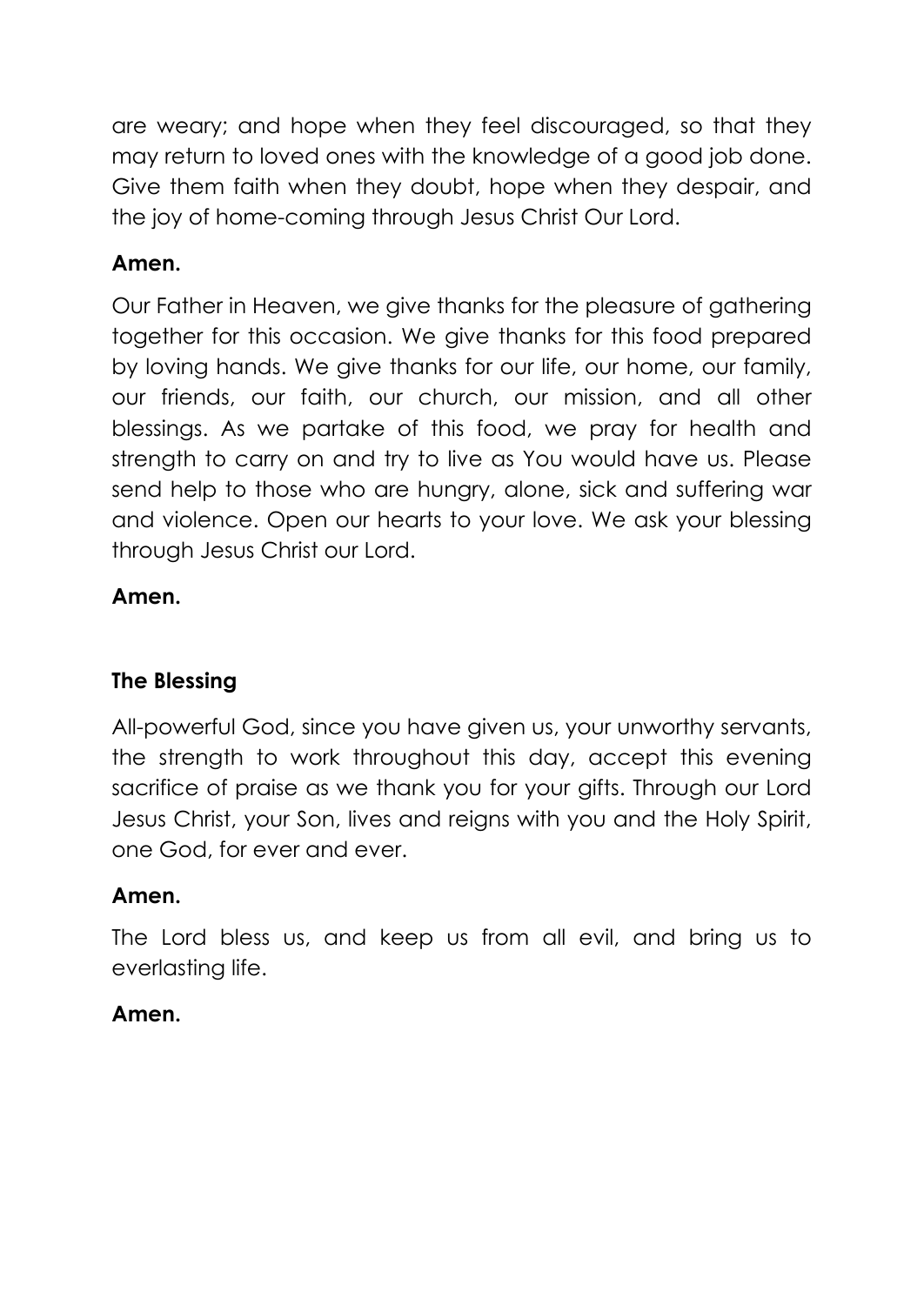are weary; and hope when they feel discouraged, so that they may return to loved ones with the knowledge of a good job done. Give them faith when they doubt, hope when they despair, and the joy of home-coming through Jesus Christ Our Lord.

**Amen.**

Our Father in Heaven, we give thanks for the pleasure of gathering together for this occasion. We give thanks for this food prepared by loving hands. We give thanks for our life, our home, our family, our friends, our faith, our church, our mission, and all other blessings. As we partake of this food, we pray for health and strength to carry on and try to live as You would have us. Please send help to those who are hungry, alone, sick and suffering war and violence. Open our hearts to your love. We ask your blessing through Jesus Christ our Lord.

**Amen.**

**The Blessing**

All-powerful God, since you have given us, your unworthy servants, the strength to work throughout this day, accept this evening sacrifice of praise as we thank you for your gifts. Through our Lord Jesus Christ, your Son, lives and reigns with you and the Holy Spirit, one God, for ever and ever.

**Amen.**

The Lord bless us, and keep us from all evil, and bring us to everlasting life.

**Amen.**